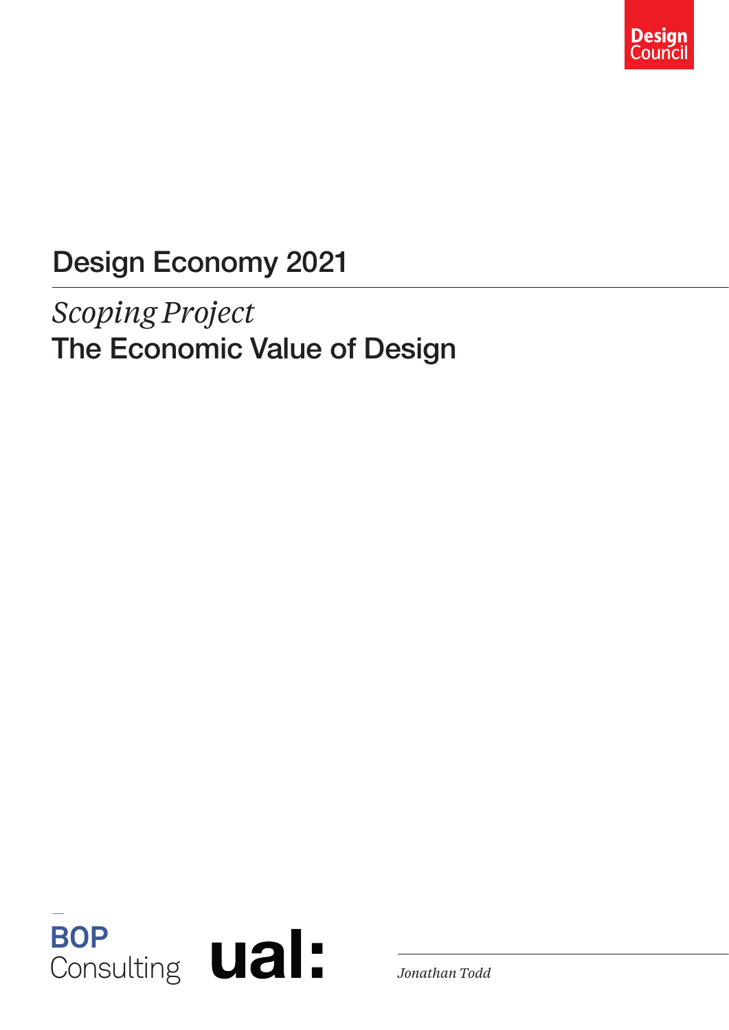Design Council

# Design Economy 2021

*Scoping Project*

## The Economic Value of Design

BOP Consulting

ual:

*Jonathan Todd*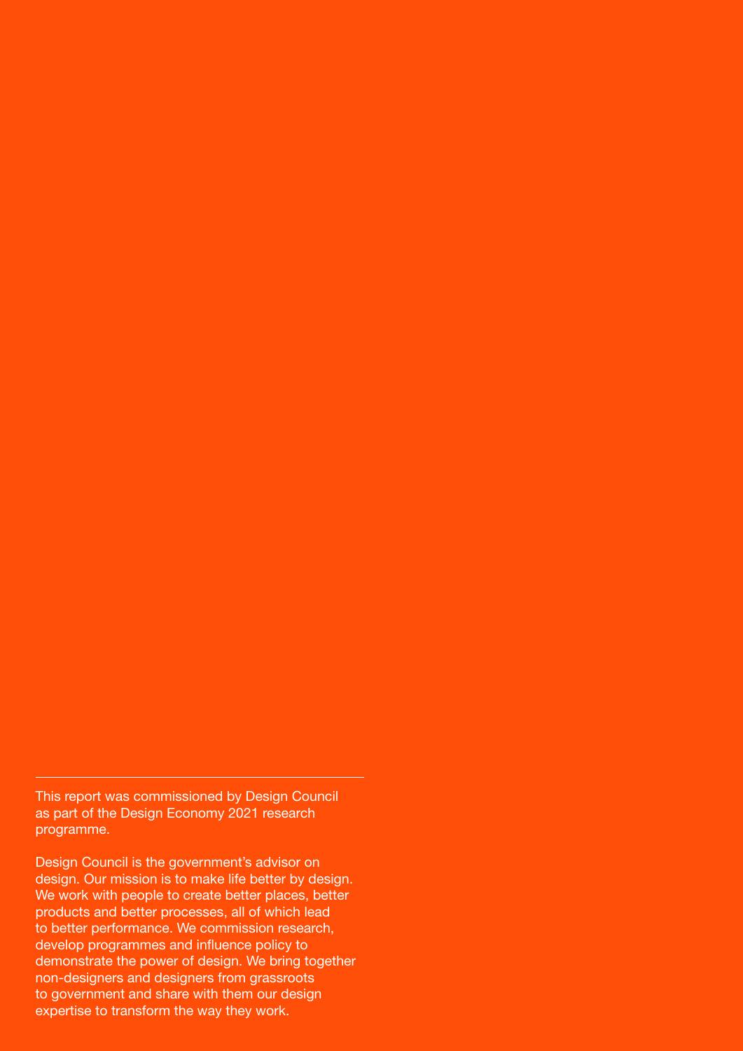---

This report was commissioned by Design Council as part of the Design Economy 2021 research programme.

Design Council is the government's advisor on design. Our mission is to make life better by design. We work with people to create better places, better products and better processes, all of which lead to better performance. We commission research, develop programmes and influence policy to demonstrate the power of design. We bring together non-designers and designers from grassroots to government and share with them our design expertise to transform the way they work.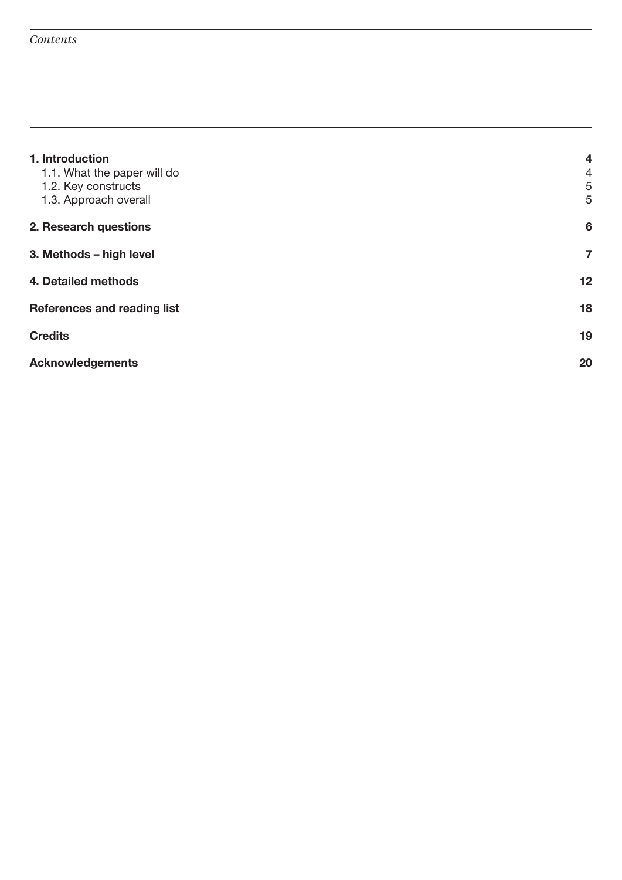# Contents

| | |
|---|---|
| **1. Introduction** | **4** |
| 1.1. What the paper will do | 4 |
| 1.2. Key constructs | 5 |
| 1.3. Approach overall | 5 |
| **2. Research questions** | **6** |
| **3. Methods – high level** | **7** |
| **4. Detailed methods** | **12** |
| **References and reading list** | **18** |
| **Credits** | **19** |
| **Acknowledgements** | **20** |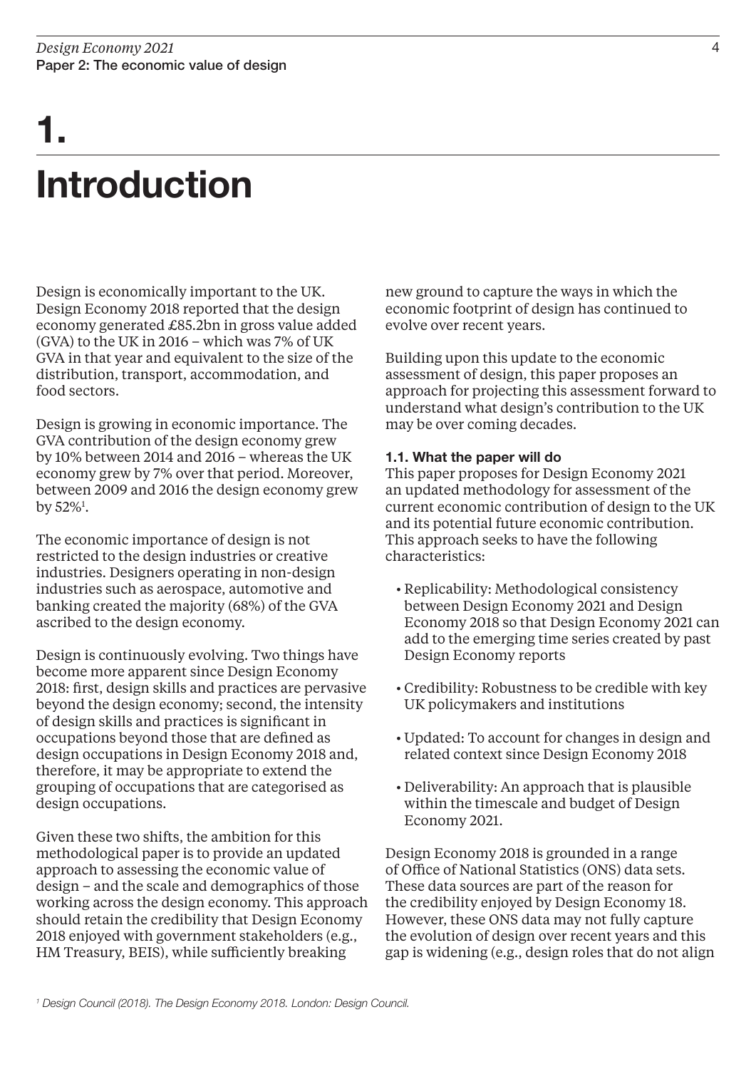# 1. Introduction

Design is economically important to the UK. Design Economy 2018 reported that the design economy generated £85.2bn in gross value added (GVA) to the UK in 2016 – which was 7% of UK GVA in that year and equivalent to the size of the distribution, transport, accommodation, and food sectors.

Design is growing in economic importance. The GVA contribution of the design economy grew by 10% between 2014 and 2016 – whereas the UK economy grew by 7% over that period. Moreover, between 2009 and 2016 the design economy grew by 52%[1].

The economic importance of design is not restricted to the design industries or creative industries. Designers operating in non-design industries such as aerospace, automotive and banking created the majority (68%) of the GVA ascribed to the design economy.

Design is continuously evolving. Two things have become more apparent since Design Economy 2018: first, design skills and practices are pervasive beyond the design economy; second, the intensity of design skills and practices is significant in occupations beyond those that are defined as design occupations in Design Economy 2018 and, therefore, it may be appropriate to extend the grouping of occupations that are categorised as design occupations.

Given these two shifts, the ambition for this methodological paper is to provide an updated approach to assessing the economic value of design – and the scale and demographics of those working across the design economy. This approach should retain the credibility that Design Economy 2018 enjoyed with government stakeholders (e.g., HM Treasury, BEIS), while sufficiently breaking new ground to capture the ways in which the economic footprint of design has continued to evolve over recent years.

Building upon this update to the economic assessment of design, this paper proposes an approach for projecting this assessment forward to understand what design's contribution to the UK may be over coming decades.

### 1.1. What the paper will do

This paper proposes for Design Economy 2021 an updated methodology for assessment of the current economic contribution of design to the UK and its potential future economic contribution. This approach seeks to have the following characteristics:

- Replicability: Methodological consistency between Design Economy 2021 and Design Economy 2018 so that Design Economy 2021 can add to the emerging time series created by past Design Economy reports
- Credibility: Robustness to be credible with key UK policymakers and institutions
- Updated: To account for changes in design and related context since Design Economy 2018
- Deliverability: An approach that is plausible within the timescale and budget of Design Economy 2021.

Design Economy 2018 is grounded in a range of Office of National Statistics (ONS) data sets. These data sources are part of the reason for the credibility enjoyed by Design Economy 18. However, these ONS data may not fully capture the evolution of design over recent years and this gap is widening (e.g., design roles that do not align

[1] *Design Council (2018). The Design Economy 2018. London: Design Council.*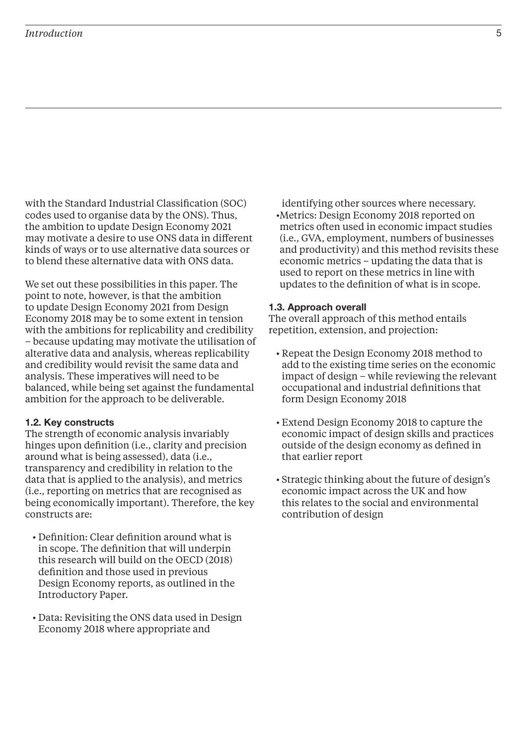with the Standard Industrial Classification (SOC) codes used to organise data by the ONS). Thus, the ambition to update Design Economy 2021 may motivate a desire to use ONS data in different kinds of ways or to use alternative data sources or to blend these alternative data with ONS data.

We set out these possibilities in this paper. The point to note, however, is that the ambition to update Design Economy 2021 from Design Economy 2018 may be to some extent in tension with the ambitions for replicability and credibility – because updating may motivate the utilisation of alterative data and analysis, whereas replicability and credibility would revisit the same data and analysis. These imperatives will need to be balanced, while being set against the fundamental ambition for the approach to be deliverable.

### 1.2. Key constructs

The strength of economic analysis invariably hinges upon definition (i.e., clarity and precision around what is being assessed), data (i.e., transparency and credibility in relation to the data that is applied to the analysis), and metrics (i.e., reporting on metrics that are recognised as being economically important). Therefore, the key constructs are:

- Definition: Clear definition around what is in scope. The definition that will underpin this research will build on the OECD (2018) definition and those used in previous Design Economy reports, as outlined in the Introductory Paper.
- Data: Revisiting the ONS data used in Design Economy 2018 where appropriate and identifying other sources where necessary.
- Metrics: Design Economy 2018 reported on metrics often used in economic impact studies (i.e., GVA, employment, numbers of businesses and productivity) and this method revisits these economic metrics – updating the data that is used to report on these metrics in line with updates to the definition of what is in scope.

### 1.3. Approach overall

The overall approach of this method entails repetition, extension, and projection:

- Repeat the Design Economy 2018 method to add to the existing time series on the economic impact of design – while reviewing the relevant occupational and industrial definitions that form Design Economy 2018
- Extend Design Economy 2018 to capture the economic impact of design skills and practices outside of the design economy as defined in that earlier report
- Strategic thinking about the future of design's economic impact across the UK and how this relates to the social and environmental contribution of design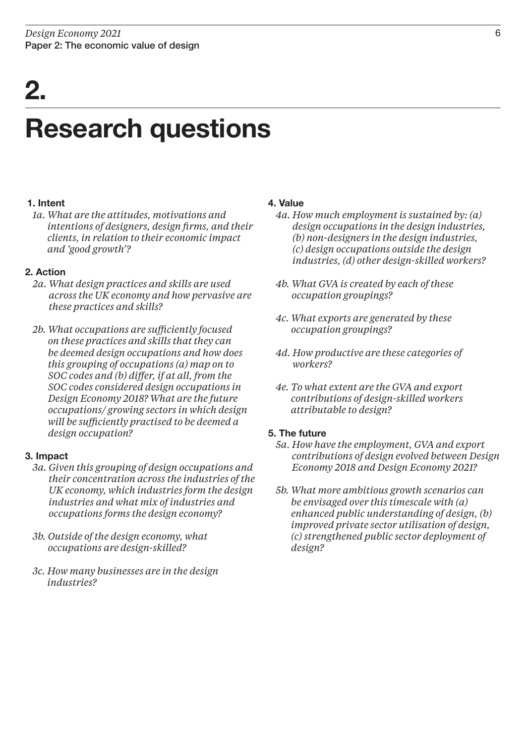# 2.

# Research questions

**1. Intent**

*1a. What are the attitudes, motivations and intentions of designers, design firms, and their clients, in relation to their economic impact and 'good growth'?*

**2. Action**

*2a. What design practices and skills are used across the UK economy and how pervasive are these practices and skills?*

*2b. What occupations are sufficiently focused on these practices and skills that they can be deemed design occupations and how does this grouping of occupations (a) map on to SOC codes and (b) differ, if at all, from the SOC codes considered design occupations in Design Economy 2018? What are the future occupations/ growing sectors in which design will be sufficiently practised to be deemed a design occupation?*

**3. Impact**

*3a. Given this grouping of design occupations and their concentration across the industries of the UK economy, which industries form the design industries and what mix of industries and occupations forms the design economy?*

*3b. Outside of the design economy, what occupations are design-skilled?*

*3c. How many businesses are in the design industries?*

**4. Value**

*4a. How much employment is sustained by: (a) design occupations in the design industries, (b) non-designers in the design industries, (c) design occupations outside the design industries, (d) other design-skilled workers?*

*4b. What GVA is created by each of these occupation groupings?*

*4c. What exports are generated by these occupation groupings?*

*4d. How productive are these categories of workers?*

*4e. To what extent are the GVA and export contributions of design-skilled workers attributable to design?*

**5. The future**

*5a. How have the employment, GVA and export contributions of design evolved between Design Economy 2018 and Design Economy 2021?*

*5b. What more ambitious growth scenarios can be envisaged over this timescale with (a) enhanced public understanding of design, (b) improved private sector utilisation of design, (c) strengthened public sector deployment of design?*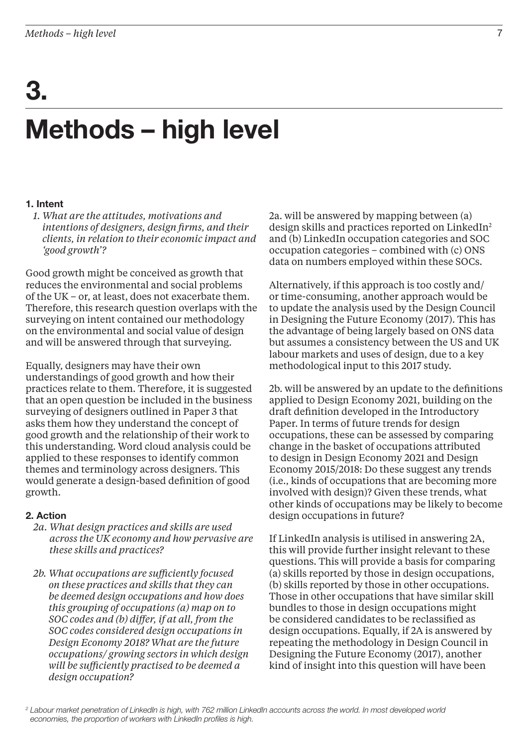# 3.

# Methods – high level

### 1. Intent

*1. What are the attitudes, motivations and intentions of designers, design firms, and their clients, in relation to their economic impact and 'good growth'?*

Good growth might be conceived as growth that reduces the environmental and social problems of the UK – or, at least, does not exacerbate them. Therefore, this research question overlaps with the surveying on intent contained our methodology on the environmental and social value of design and will be answered through that surveying.

Equally, designers may have their own understandings of good growth and how their practices relate to them. Therefore, it is suggested that an open question be included in the business surveying of designers outlined in Paper 3 that asks them how they understand the concept of good growth and the relationship of their work to this understanding. Word cloud analysis could be applied to these responses to identify common themes and terminology across designers. This would generate a design-based definition of good growth.

### 2. Action

*2a. What design practices and skills are used across the UK economy and how pervasive are these skills and practices?*

*2b. What occupations are sufficiently focused on these practices and skills that they can be deemed design occupations and how does this grouping of occupations (a) map on to SOC codes and (b) differ, if at all, from the SOC codes considered design occupations in Design Economy 2018? What are the future occupations/ growing sectors in which design will be sufficiently practised to be deemed a design occupation?*

2a. will be answered by mapping between (a) design skills and practices reported on LinkedIn[2] and (b) LinkedIn occupation categories and SOC occupation categories – combined with (c) ONS data on numbers employed within these SOCs.

Alternatively, if this approach is too costly and/ or time-consuming, another approach would be to update the analysis used by the Design Council in Designing the Future Economy (2017). This has the advantage of being largely based on ONS data but assumes a consistency between the US and UK labour markets and uses of design, due to a key methodological input to this 2017 study.

2b. will be answered by an update to the definitions applied to Design Economy 2021, building on the draft definition developed in the Introductory Paper. In terms of future trends for design occupations, these can be assessed by comparing change in the basket of occupations attributed to design in Design Economy 2021 and Design Economy 2015/2018: Do these suggest any trends (i.e., kinds of occupations that are becoming more involved with design)? Given these trends, what other kinds of occupations may be likely to become design occupations in future?

If LinkedIn analysis is utilised in answering 2A, this will provide further insight relevant to these questions. This will provide a basis for comparing (a) skills reported by those in design occupations, (b) skills reported by those in other occupations. Those in other occupations that have similar skill bundles to those in design occupations might be considered candidates to be reclassified as design occupations. Equally, if 2A is answered by repeating the methodology in Design Council in Designing the Future Economy (2017), another kind of insight into this question will have been

[2] *Labour market penetration of LinkedIn is high, with 762 million LinkedIn accounts across the world. In most developed world economies, the proportion of workers with LinkedIn profiles is high.*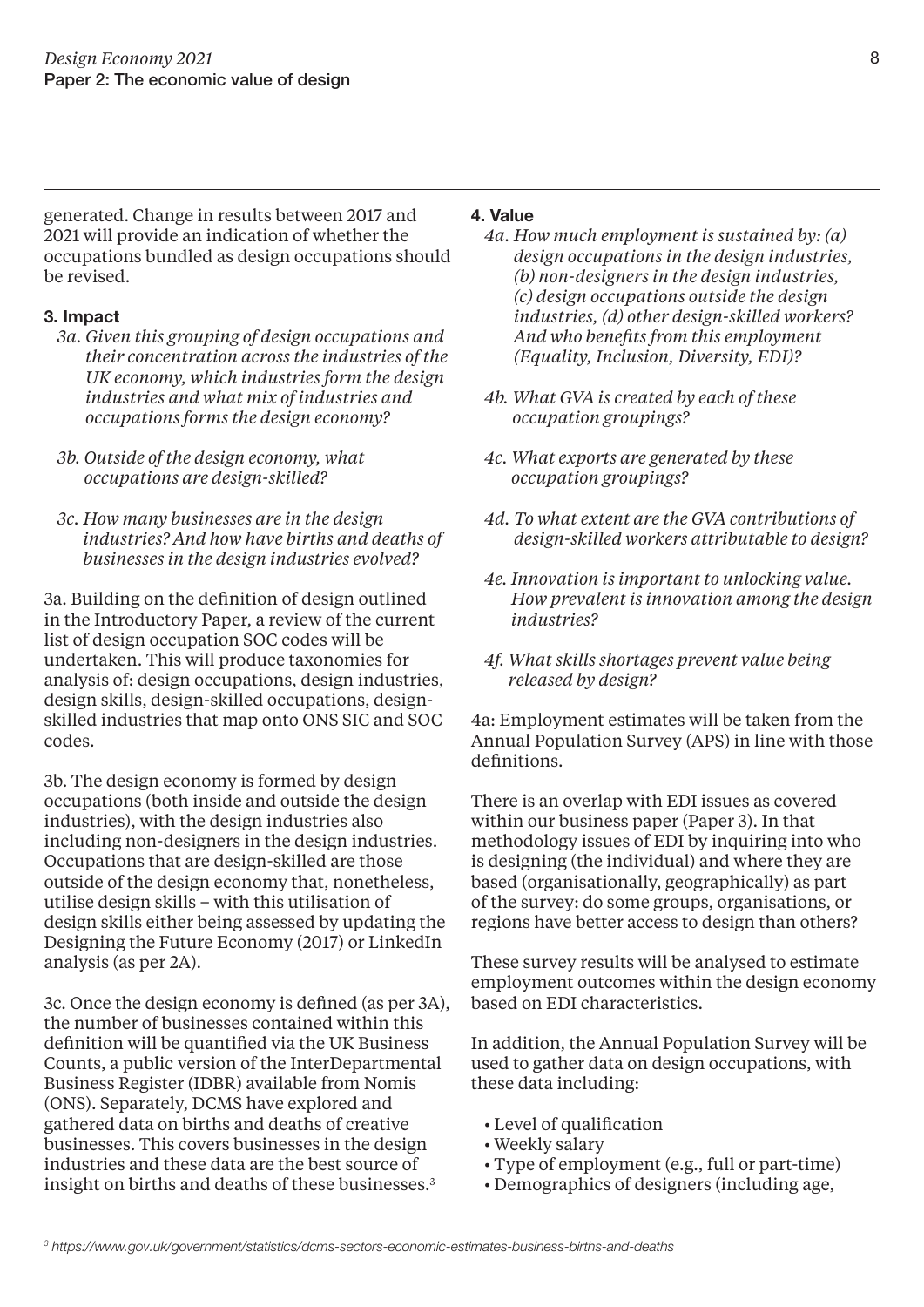generated. Change in results between 2017 and 2021 will provide an indication of whether the occupations bundled as design occupations should be revised.

### 3. Impact

*3a. Given this grouping of design occupations and their concentration across the industries of the UK economy, which industries form the design industries and what mix of industries and occupations forms the design economy?*

*3b. Outside of the design economy, what occupations are design-skilled?*

*3c. How many businesses are in the design industries? And how have births and deaths of businesses in the design industries evolved?*

3a. Building on the definition of design outlined in the Introductory Paper, a review of the current list of design occupation SOC codes will be undertaken. This will produce taxonomies for analysis of: design occupations, design industries, design skills, design-skilled occupations, design-skilled industries that map onto ONS SIC and SOC codes.

3b. The design economy is formed by design occupations (both inside and outside the design industries), with the design industries also including non-designers in the design industries. Occupations that are design-skilled are those outside of the design economy that, nonetheless, utilise design skills – with this utilisation of design skills either being assessed by updating the Designing the Future Economy (2017) or LinkedIn analysis (as per 2A).

3c. Once the design economy is defined (as per 3A), the number of businesses contained within this definition will be quantified via the UK Business Counts, a public version of the InterDepartmental Business Register (IDBR) available from Nomis (ONS). Separately, DCMS have explored and gathered data on births and deaths of creative businesses. This covers businesses in the design industries and these data are the best source of insight on births and deaths of these businesses.[3]

### 4. Value

*4a. How much employment is sustained by: (a) design occupations in the design industries, (b) non-designers in the design industries, (c) design occupations outside the design industries, (d) other design-skilled workers? And who benefits from this employment (Equality, Inclusion, Diversity, EDI)?*

*4b. What GVA is created by each of these occupation groupings?*

*4c. What exports are generated by these occupation groupings?*

*4d. To what extent are the GVA contributions of design-skilled workers attributable to design?*

*4e. Innovation is important to unlocking value. How prevalent is innovation among the design industries?*

*4f. What skills shortages prevent value being released by design?*

4a: Employment estimates will be taken from the Annual Population Survey (APS) in line with those definitions.

There is an overlap with EDI issues as covered within our business paper (Paper 3). In that methodology issues of EDI by inquiring into who is designing (the individual) and where they are based (organisationally, geographically) as part of the survey: do some groups, organisations, or regions have better access to design than others?

These survey results will be analysed to estimate employment outcomes within the design economy based on EDI characteristics.

In addition, the Annual Population Survey will be used to gather data on design occupations, with these data including:

- Level of qualification
- Weekly salary
- Type of employment (e.g., full or part-time)
- Demographics of designers (including age,

[3] https://www.gov.uk/government/statistics/dcms-sectors-economic-estimates-business-births-and-deaths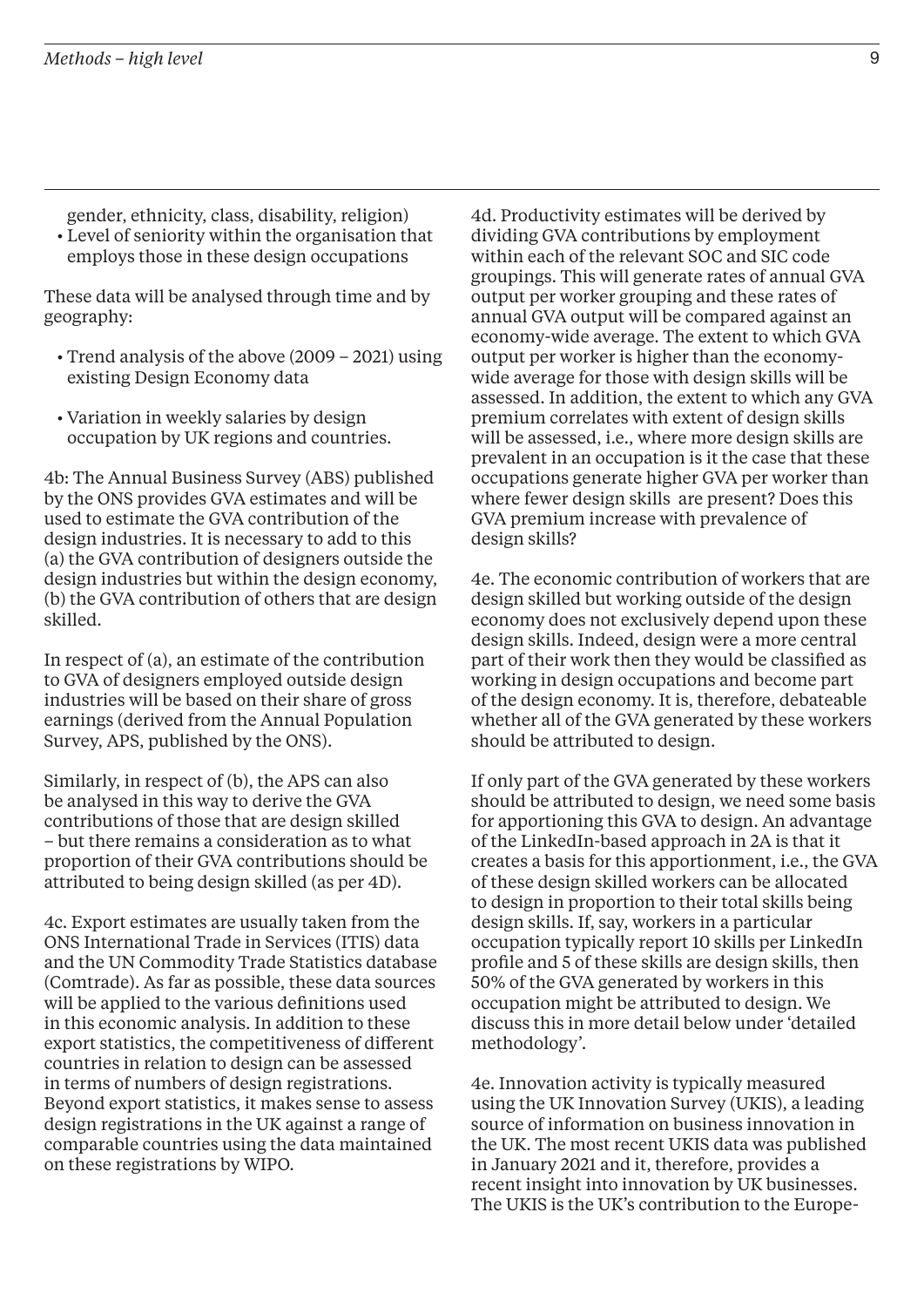gender, ethnicity, class, disability, religion)
- Level of seniority within the organisation that employs those in these design occupations

These data will be analysed through time and by geography:

- Trend analysis of the above (2009 – 2021) using existing Design Economy data
- Variation in weekly salaries by design occupation by UK regions and countries.

4b: The Annual Business Survey (ABS) published by the ONS provides GVA estimates and will be used to estimate the GVA contribution of the design industries. It is necessary to add to this (a) the GVA contribution of designers outside the design industries but within the design economy, (b) the GVA contribution of others that are design skilled.

In respect of (a), an estimate of the contribution to GVA of designers employed outside design industries will be based on their share of gross earnings (derived from the Annual Population Survey, APS, published by the ONS).

Similarly, in respect of (b), the APS can also be analysed in this way to derive the GVA contributions of those that are design skilled – but there remains a consideration as to what proportion of their GVA contributions should be attributed to being design skilled (as per 4D).

4c. Export estimates are usually taken from the ONS International Trade in Services (ITIS) data and the UN Commodity Trade Statistics database (Comtrade). As far as possible, these data sources will be applied to the various definitions used in this economic analysis. In addition to these export statistics, the competitiveness of different countries in relation to design can be assessed in terms of numbers of design registrations. Beyond export statistics, it makes sense to assess design registrations in the UK against a range of comparable countries using the data maintained on these registrations by WIPO.

4d. Productivity estimates will be derived by dividing GVA contributions by employment within each of the relevant SOC and SIC code groupings. This will generate rates of annual GVA output per worker grouping and these rates of annual GVA output will be compared against an economy-wide average. The extent to which GVA output per worker is higher than the economy-wide average for those with design skills will be assessed. In addition, the extent to which any GVA premium correlates with extent of design skills will be assessed, i.e., where more design skills are prevalent in an occupation is it the case that these occupations generate higher GVA per worker than where fewer design skills are present? Does this GVA premium increase with prevalence of design skills?

4e. The economic contribution of workers that are design skilled but working outside of the design economy does not exclusively depend upon these design skills. Indeed, design were a more central part of their work then they would be classified as working in design occupations and become part of the design economy. It is, therefore, debateable whether all of the GVA generated by these workers should be attributed to design.

If only part of the GVA generated by these workers should be attributed to design, we need some basis for apportioning this GVA to design. An advantage of the LinkedIn-based approach in 2A is that it creates a basis for this apportionment, i.e., the GVA of these design skilled workers can be allocated to design in proportion to their total skills being design skills. If, say, workers in a particular occupation typically report 10 skills per LinkedIn profile and 5 of these skills are design skills, then 50% of the GVA generated by workers in this occupation might be attributed to design. We discuss this in more detail below under 'detailed methodology'.

4e. Innovation activity is typically measured using the UK Innovation Survey (UKIS), a leading source of information on business innovation in the UK. The most recent UKIS data was published in January 2021 and it, therefore, provides a recent insight into innovation by UK businesses. The UKIS is the UK's contribution to the Europe-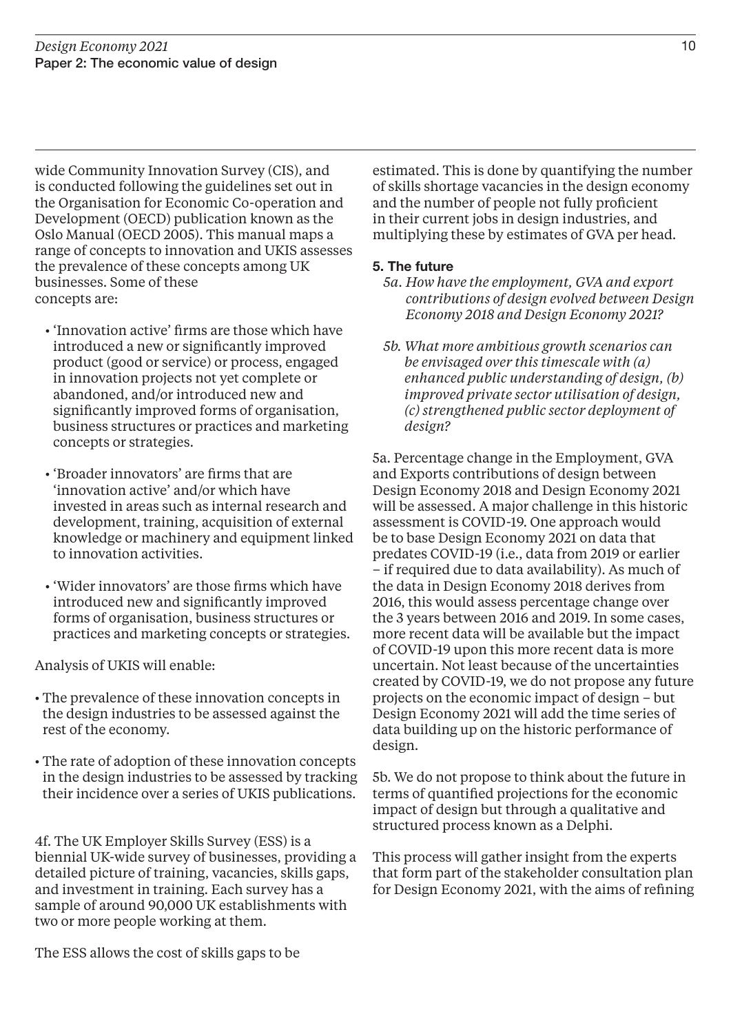wide Community Innovation Survey (CIS), and is conducted following the guidelines set out in the Organisation for Economic Co-operation and Development (OECD) publication known as the Oslo Manual (OECD 2005). This manual maps a range of concepts to innovation and UKIS assesses the prevalence of these concepts among UK businesses. Some of these concepts are:

- 'Innovation active' firms are those which have introduced a new or significantly improved product (good or service) or process, engaged in innovation projects not yet complete or abandoned, and/or introduced new and significantly improved forms of organisation, business structures or practices and marketing concepts or strategies.
- 'Broader innovators' are firms that are 'innovation active' and/or which have invested in areas such as internal research and development, training, acquisition of external knowledge or machinery and equipment linked to innovation activities.
- 'Wider innovators' are those firms which have introduced new and significantly improved forms of organisation, business structures or practices and marketing concepts or strategies.

Analysis of UKIS will enable:

- The prevalence of these innovation concepts in the design industries to be assessed against the rest of the economy.
- The rate of adoption of these innovation concepts in the design industries to be assessed by tracking their incidence over a series of UKIS publications.

4f. The UK Employer Skills Survey (ESS) is a biennial UK-wide survey of businesses, providing a detailed picture of training, vacancies, skills gaps, and investment in training. Each survey has a sample of around 90,000 UK establishments with two or more people working at them.

The ESS allows the cost of skills gaps to be estimated. This is done by quantifying the number of skills shortage vacancies in the design economy and the number of people not fully proficient in their current jobs in design industries, and multiplying these by estimates of GVA per head.

**5. The future**

*5a. How have the employment, GVA and export contributions of design evolved between Design Economy 2018 and Design Economy 2021?*

*5b. What more ambitious growth scenarios can be envisaged over this timescale with (a) enhanced public understanding of design, (b) improved private sector utilisation of design, (c) strengthened public sector deployment of design?*

5a. Percentage change in the Employment, GVA and Exports contributions of design between Design Economy 2018 and Design Economy 2021 will be assessed. A major challenge in this historic assessment is COVID-19. One approach would be to base Design Economy 2021 on data that predates COVID-19 (i.e., data from 2019 or earlier – if required due to data availability). As much of the data in Design Economy 2018 derives from 2016, this would assess percentage change over the 3 years between 2016 and 2019. In some cases, more recent data will be available but the impact of COVID-19 upon this more recent data is more uncertain. Not least because of the uncertainties created by COVID-19, we do not propose any future projects on the economic impact of design – but Design Economy 2021 will add the time series of data building up on the historic performance of design.

5b. We do not propose to think about the future in terms of quantified projections for the economic impact of design but through a qualitative and structured process known as a Delphi.

This process will gather insight from the experts that form part of the stakeholder consultation plan for Design Economy 2021, with the aims of refining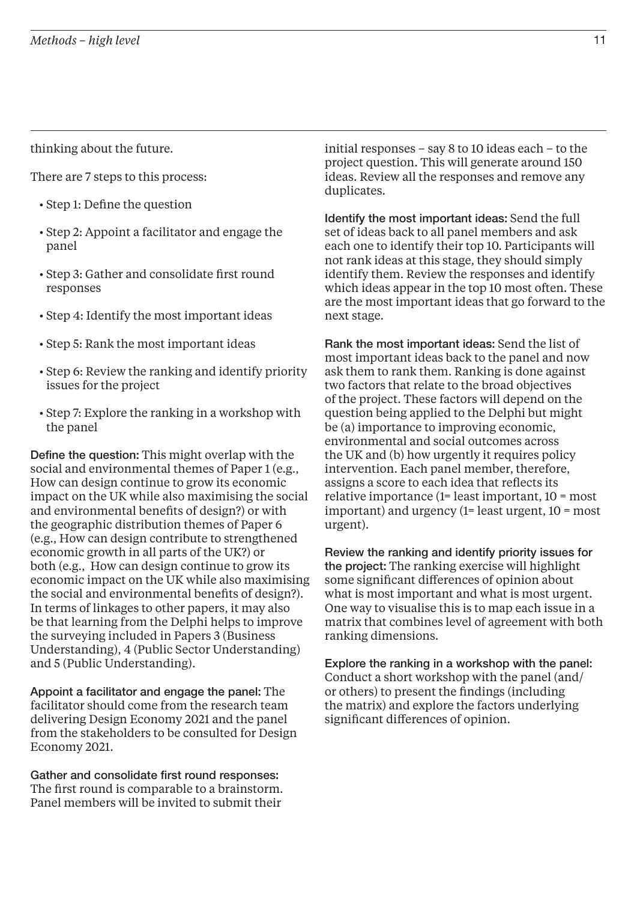thinking about the future.

There are 7 steps to this process:

- Step 1: Define the question
- Step 2: Appoint a facilitator and engage the panel
- Step 3: Gather and consolidate first round responses
- Step 4: Identify the most important ideas
- Step 5: Rank the most important ideas
- Step 6: Review the ranking and identify priority issues for the project
- Step 7: Explore the ranking in a workshop with the panel

**Define the question:** This might overlap with the social and environmental themes of Paper 1 (e.g., How can design continue to grow its economic impact on the UK while also maximising the social and environmental benefits of design?) or with the geographic distribution themes of Paper 6 (e.g., How can design contribute to strengthened economic growth in all parts of the UK?) or both (e.g., How can design continue to grow its economic impact on the UK while also maximising the social and environmental benefits of design?). In terms of linkages to other papers, it may also be that learning from the Delphi helps to improve the surveying included in Papers 3 (Business Understanding), 4 (Public Sector Understanding) and 5 (Public Understanding).

**Appoint a facilitator and engage the panel:** The facilitator should come from the research team delivering Design Economy 2021 and the panel from the stakeholders to be consulted for Design Economy 2021.

**Gather and consolidate first round responses:** The first round is comparable to a brainstorm. Panel members will be invited to submit their initial responses – say 8 to 10 ideas each – to the project question. This will generate around 150 ideas. Review all the responses and remove any duplicates.

**Identify the most important ideas:** Send the full set of ideas back to all panel members and ask each one to identify their top 10. Participants will not rank ideas at this stage, they should simply identify them. Review the responses and identify which ideas appear in the top 10 most often. These are the most important ideas that go forward to the next stage.

**Rank the most important ideas:** Send the list of most important ideas back to the panel and now ask them to rank them. Ranking is done against two factors that relate to the broad objectives of the project. These factors will depend on the question being applied to the Delphi but might be (a) importance to improving economic, environmental and social outcomes across the UK and (b) how urgently it requires policy intervention. Each panel member, therefore, assigns a score to each idea that reflects its relative importance (1= least important, 10 = most important) and urgency (1= least urgent, 10 = most urgent).

**Review the ranking and identify priority issues for the project:** The ranking exercise will highlight some significant differences of opinion about what is most important and what is most urgent. One way to visualise this is to map each issue in a matrix that combines level of agreement with both ranking dimensions.

**Explore the ranking in a workshop with the panel:** Conduct a short workshop with the panel (and/or others) to present the findings (including the matrix) and explore the factors underlying significant differences of opinion.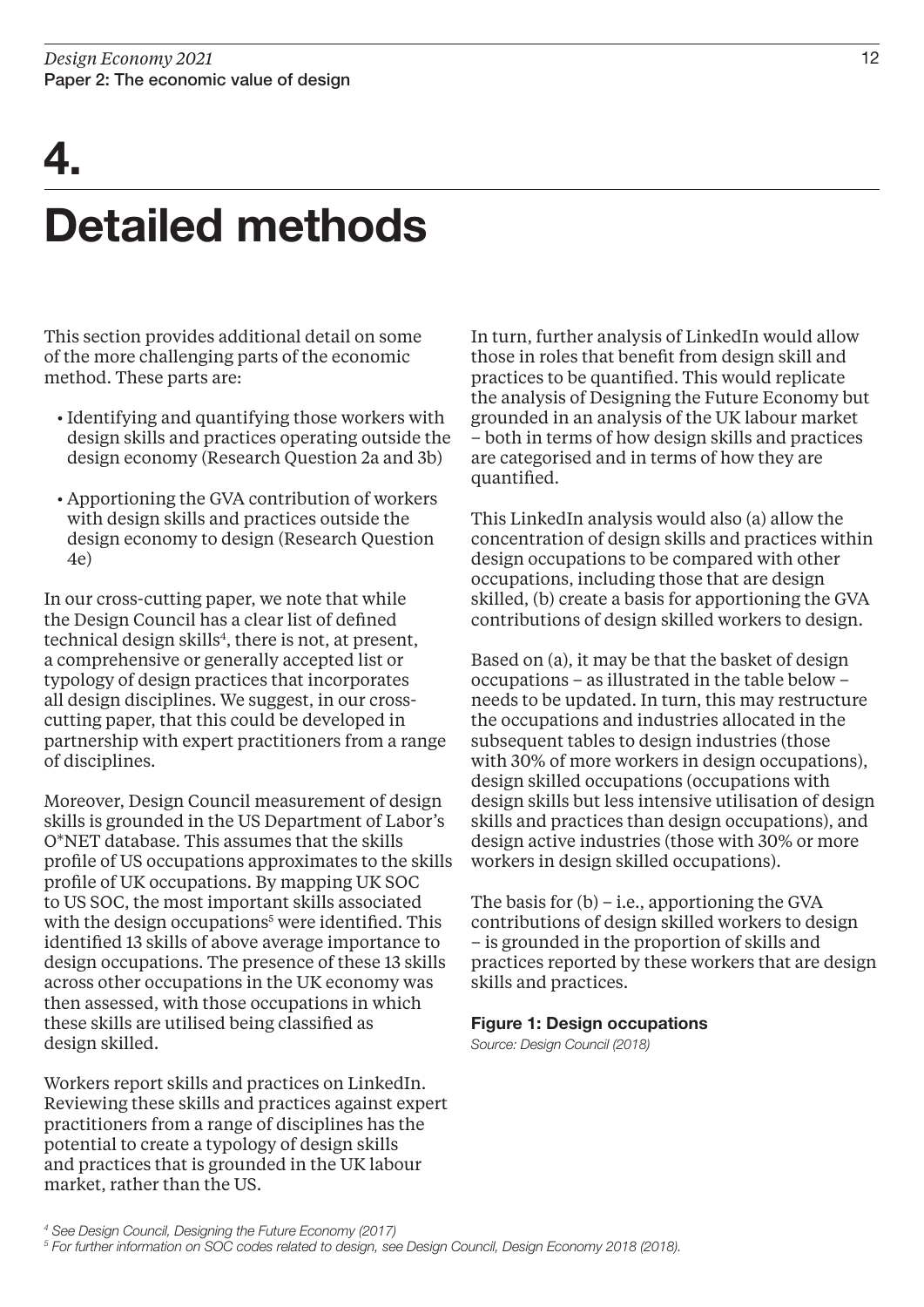# 4. Detailed methods

This section provides additional detail on some of the more challenging parts of the economic method. These parts are:

- Identifying and quantifying those workers with design skills and practices operating outside the design economy (Research Question 2a and 3b)
- Apportioning the GVA contribution of workers with design skills and practices outside the design economy to design (Research Question 4e)

In our cross-cutting paper, we note that while the Design Council has a clear list of defined technical design skills[4], there is not, at present, a comprehensive or generally accepted list or typology of design practices that incorporates all design disciplines. We suggest, in our cross-cutting paper, that this could be developed in partnership with expert practitioners from a range of disciplines.

Moreover, Design Council measurement of design skills is grounded in the US Department of Labor's O*NET database. This assumes that the skills profile of US occupations approximates to the skills profile of UK occupations. By mapping UK SOC to US SOC, the most important skills associated with the design occupations[5] were identified. This identified 13 skills of above average importance to design occupations. The presence of these 13 skills across other occupations in the UK economy was then assessed, with those occupations in which these skills are utilised being classified as design skilled.

Workers report skills and practices on LinkedIn. Reviewing these skills and practices against expert practitioners from a range of disciplines has the potential to create a typology of design skills and practices that is grounded in the UK labour market, rather than the US.

In turn, further analysis of LinkedIn would allow those in roles that benefit from design skill and practices to be quantified. This would replicate the analysis of Designing the Future Economy but grounded in an analysis of the UK labour market – both in terms of how design skills and practices are categorised and in terms of how they are quantified.

This LinkedIn analysis would also (a) allow the concentration of design skills and practices within design occupations to be compared with other occupations, including those that are design skilled, (b) create a basis for apportioning the GVA contributions of design skilled workers to design.

Based on (a), it may be that the basket of design occupations – as illustrated in the table below – needs to be updated. In turn, this may restructure the occupations and industries allocated in the subsequent tables to design industries (those with 30% of more workers in design occupations), design skilled occupations (occupations with design skills but less intensive utilisation of design skills and practices than design occupations), and design active industries (those with 30% or more workers in design skilled occupations).

The basis for (b) – i.e., apportioning the GVA contributions of design skilled workers to design – is grounded in the proportion of skills and practices reported by these workers that are design skills and practices.

**Figure 1: Design occupations**

*Source: Design Council (2018)*

*[4] See Design Council, Designing the Future Economy (2017)*

*[5] For further information on SOC codes related to design, see Design Council, Design Economy 2018 (2018).*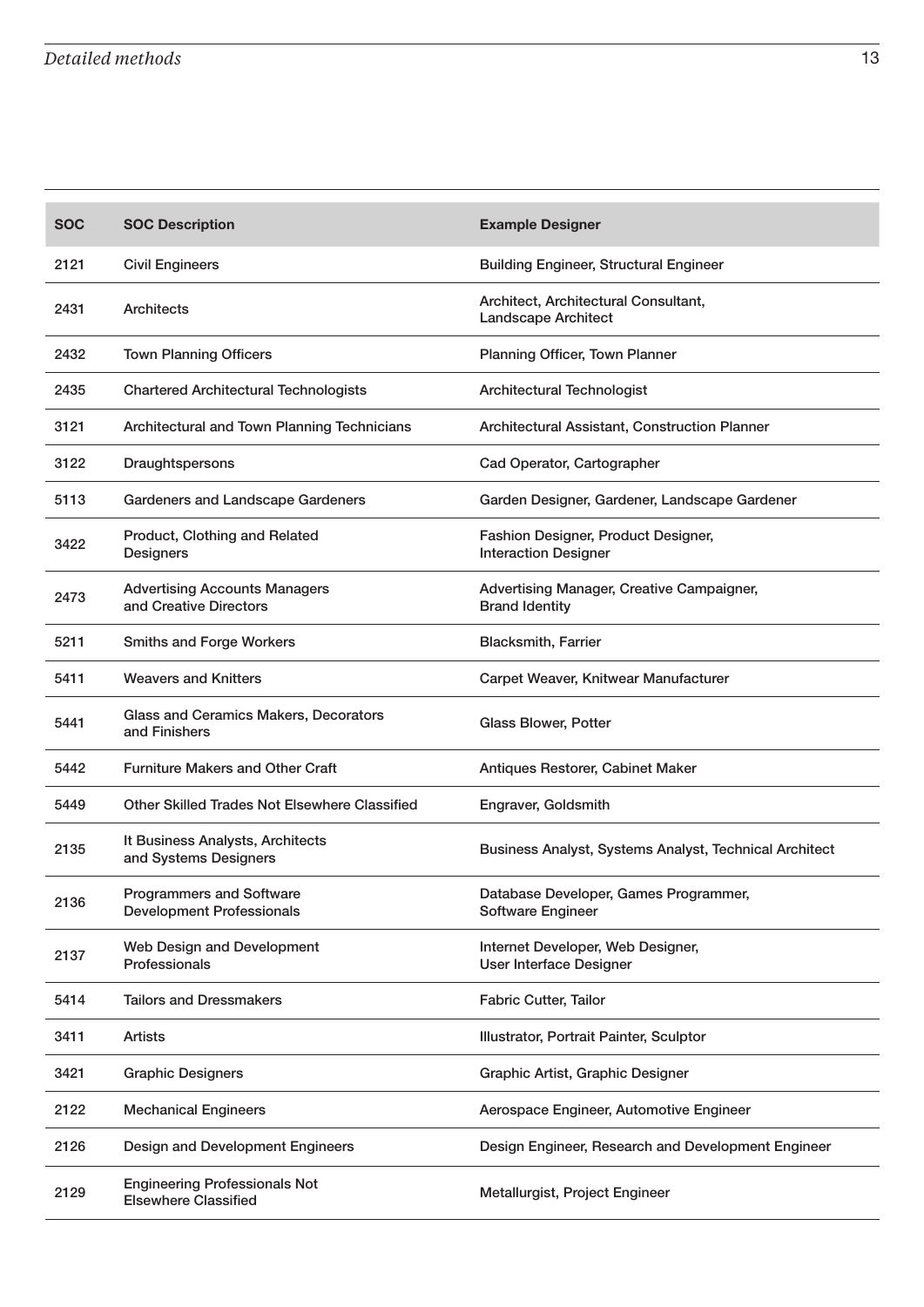| SOC | SOC Description | Example Designer |
|---|---|---|
| 2121 | Civil Engineers | Building Engineer, Structural Engineer |
| 2431 | Architects | Architect, Architectural Consultant, Landscape Architect |
| 2432 | Town Planning Officers | Planning Officer, Town Planner |
| 2435 | Chartered Architectural Technologists | Architectural Technologist |
| 3121 | Architectural and Town Planning Technicians | Architectural Assistant, Construction Planner |
| 3122 | Draughtspersons | Cad Operator, Cartographer |
| 5113 | Gardeners and Landscape Gardeners | Garden Designer, Gardener, Landscape Gardener |
| 3422 | Product, Clothing and Related Designers | Fashion Designer, Product Designer, Interaction Designer |
| 2473 | Advertising Accounts Managers and Creative Directors | Advertising Manager, Creative Campaigner, Brand Identity |
| 5211 | Smiths and Forge Workers | Blacksmith, Farrier |
| 5411 | Weavers and Knitters | Carpet Weaver, Knitwear Manufacturer |
| 5441 | Glass and Ceramics Makers, Decorators and Finishers | Glass Blower, Potter |
| 5442 | Furniture Makers and Other Craft | Antiques Restorer, Cabinet Maker |
| 5449 | Other Skilled Trades Not Elsewhere Classified | Engraver, Goldsmith |
| 2135 | It Business Analysts, Architects and Systems Designers | Business Analyst, Systems Analyst, Technical Architect |
| 2136 | Programmers and Software Development Professionals | Database Developer, Games Programmer, Software Engineer |
| 2137 | Web Design and Development Professionals | Internet Developer, Web Designer, User Interface Designer |
| 5414 | Tailors and Dressmakers | Fabric Cutter, Tailor |
| 3411 | Artists | Illustrator, Portrait Painter, Sculptor |
| 3421 | Graphic Designers | Graphic Artist, Graphic Designer |
| 2122 | Mechanical Engineers | Aerospace Engineer, Automotive Engineer |
| 2126 | Design and Development Engineers | Design Engineer, Research and Development Engineer |
| 2129 | Engineering Professionals Not Elsewhere Classified | Metallurgist, Project Engineer |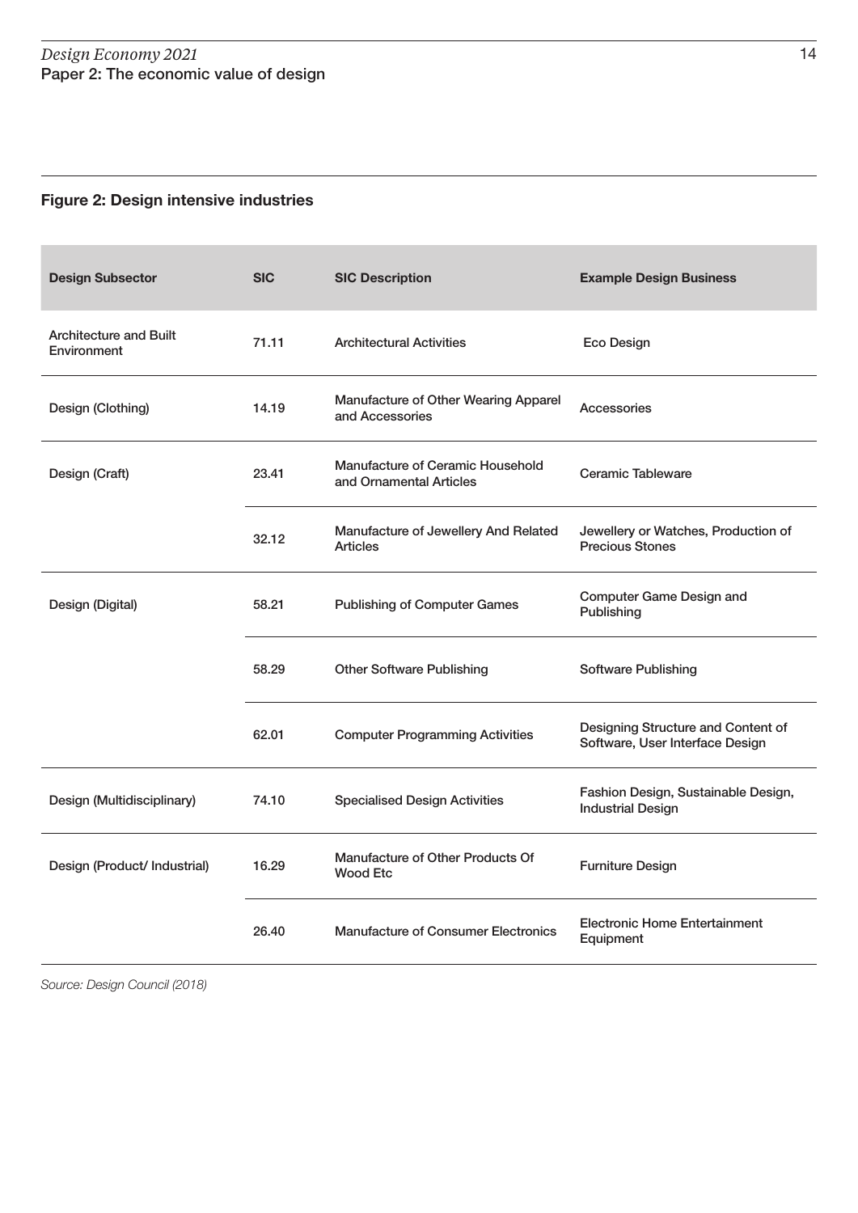## Figure 2: Design intensive industries

| Design Subsector | SIC | SIC Description | Example Design Business |
|---|---|---|---|
| Architecture and Built Environment | 71.11 | Architectural Activities | Eco Design |
| Design (Clothing) | 14.19 | Manufacture of Other Wearing Apparel and Accessories | Accessories |
| Design (Craft) | 23.41 | Manufacture of Ceramic Household and Ornamental Articles | Ceramic Tableware |
| | 32.12 | Manufacture of Jewellery And Related Articles | Jewellery or Watches, Production of Precious Stones |
| Design (Digital) | 58.21 | Publishing of Computer Games | Computer Game Design and Publishing |
| | 58.29 | Other Software Publishing | Software Publishing |
| | 62.01 | Computer Programming Activities | Designing Structure and Content of Software, User Interface Design |
| Design (Multidisciplinary) | 74.10 | Specialised Design Activities | Fashion Design, Sustainable Design, Industrial Design |
| Design (Product/ Industrial) | 16.29 | Manufacture of Other Products Of Wood Etc | Furniture Design |
| | 26.40 | Manufacture of Consumer Electronics | Electronic Home Entertainment Equipment |

*Source: Design Council (2018)*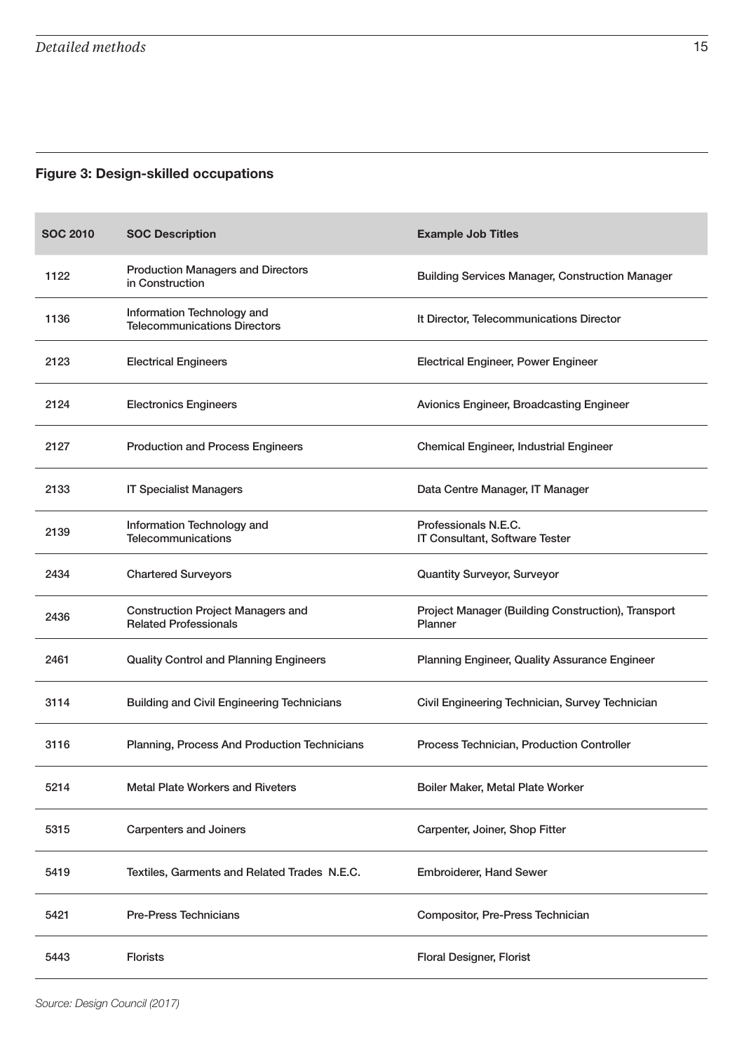**Figure 3: Design-skilled occupations**

| SOC 2010 | SOC Description | Example Job Titles |
|---|---|---|
| 1122 | Production Managers and Directors in Construction | Building Services Manager, Construction Manager |
| 1136 | Information Technology and Telecommunications Directors | It Director, Telecommunications Director |
| 2123 | Electrical Engineers | Electrical Engineer, Power Engineer |
| 2124 | Electronics Engineers | Avionics Engineer, Broadcasting Engineer |
| 2127 | Production and Process Engineers | Chemical Engineer, Industrial Engineer |
| 2133 | IT Specialist Managers | Data Centre Manager, IT Manager |
| 2139 | Information Technology and Telecommunications | Professionals N.E.C. IT Consultant, Software Tester |
| 2434 | Chartered Surveyors | Quantity Surveyor, Surveyor |
| 2436 | Construction Project Managers and Related Professionals | Project Manager (Building Construction), Transport Planner |
| 2461 | Quality Control and Planning Engineers | Planning Engineer, Quality Assurance Engineer |
| 3114 | Building and Civil Engineering Technicians | Civil Engineering Technician, Survey Technician |
| 3116 | Planning, Process And Production Technicians | Process Technician, Production Controller |
| 5214 | Metal Plate Workers and Riveters | Boiler Maker, Metal Plate Worker |
| 5315 | Carpenters and Joiners | Carpenter, Joiner, Shop Fitter |
| 5419 | Textiles, Garments and Related Trades N.E.C. | Embroiderer, Hand Sewer |
| 5421 | Pre-Press Technicians | Compositor, Pre-Press Technician |
| 5443 | Florists | Floral Designer, Florist |

*Source: Design Council (2017)*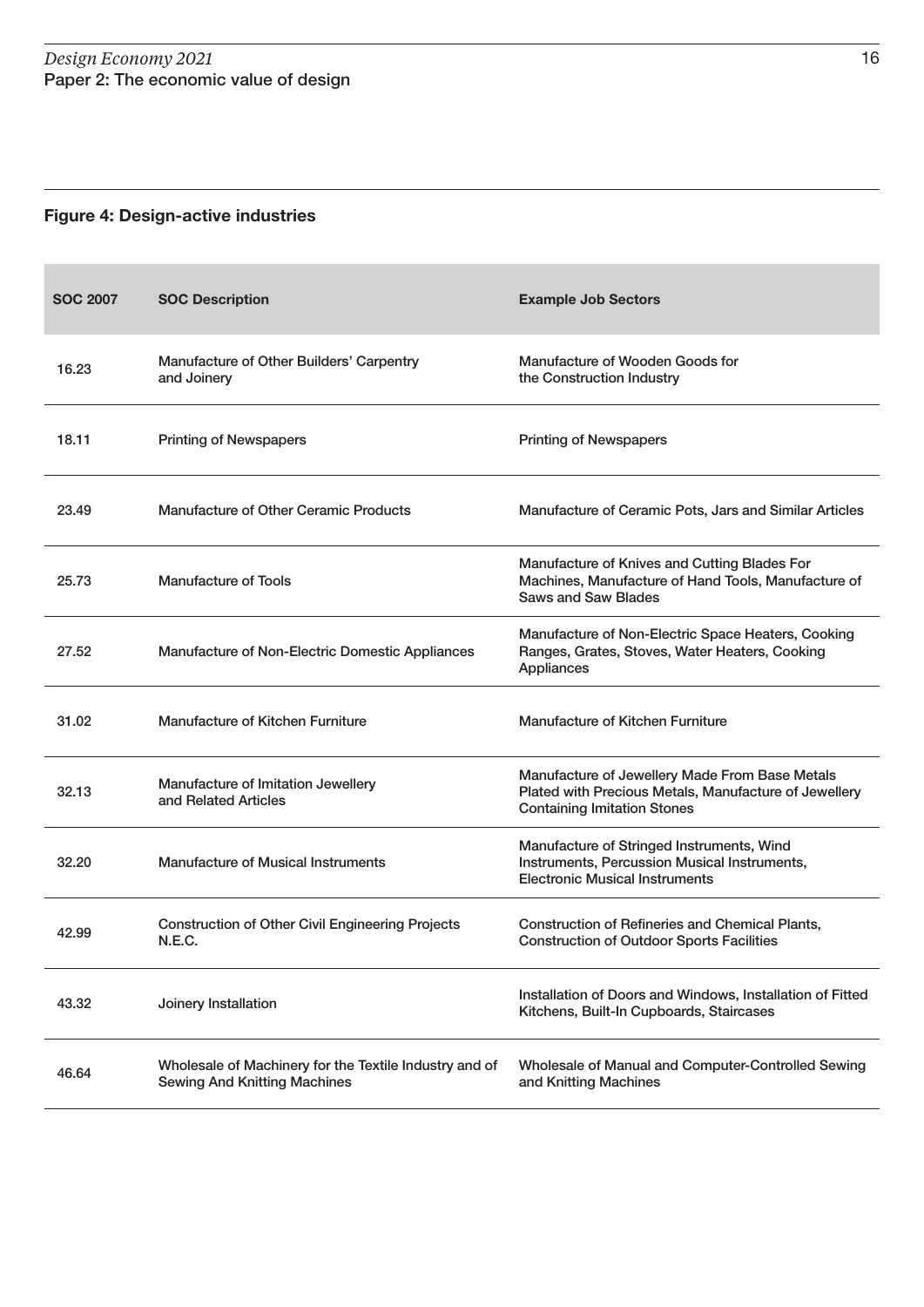**Figure 4: Design-active industries**

| SOC 2007 | SOC Description | Example Job Sectors |
|---|---|---|
| 16.23 | Manufacture of Other Builders' Carpentry and Joinery | Manufacture of Wooden Goods for the Construction Industry |
| 18.11 | Printing of Newspapers | Printing of Newspapers |
| 23.49 | Manufacture of Other Ceramic Products | Manufacture of Ceramic Pots, Jars and Similar Articles |
| 25.73 | Manufacture of Tools | Manufacture of Knives and Cutting Blades For Machines, Manufacture of Hand Tools, Manufacture of Saws and Saw Blades |
| 27.52 | Manufacture of Non-Electric Domestic Appliances | Manufacture of Non-Electric Space Heaters, Cooking Ranges, Grates, Stoves, Water Heaters, Cooking Appliances |
| 31.02 | Manufacture of Kitchen Furniture | Manufacture of Kitchen Furniture |
| 32.13 | Manufacture of Imitation Jewellery and Related Articles | Manufacture of Jewellery Made From Base Metals Plated with Precious Metals, Manufacture of Jewellery Containing Imitation Stones |
| 32.20 | Manufacture of Musical Instruments | Manufacture of Stringed Instruments, Wind Instruments, Percussion Musical Instruments, Electronic Musical Instruments |
| 42.99 | Construction of Other Civil Engineering Projects N.E.C. | Construction of Refineries and Chemical Plants, Construction of Outdoor Sports Facilities |
| 43.32 | Joinery Installation | Installation of Doors and Windows, Installation of Fitted Kitchens, Built-In Cupboards, Staircases |
| 46.64 | Wholesale of Machinery for the Textile Industry and of Sewing And Knitting Machines | Wholesale of Manual and Computer-Controlled Sewing and Knitting Machines |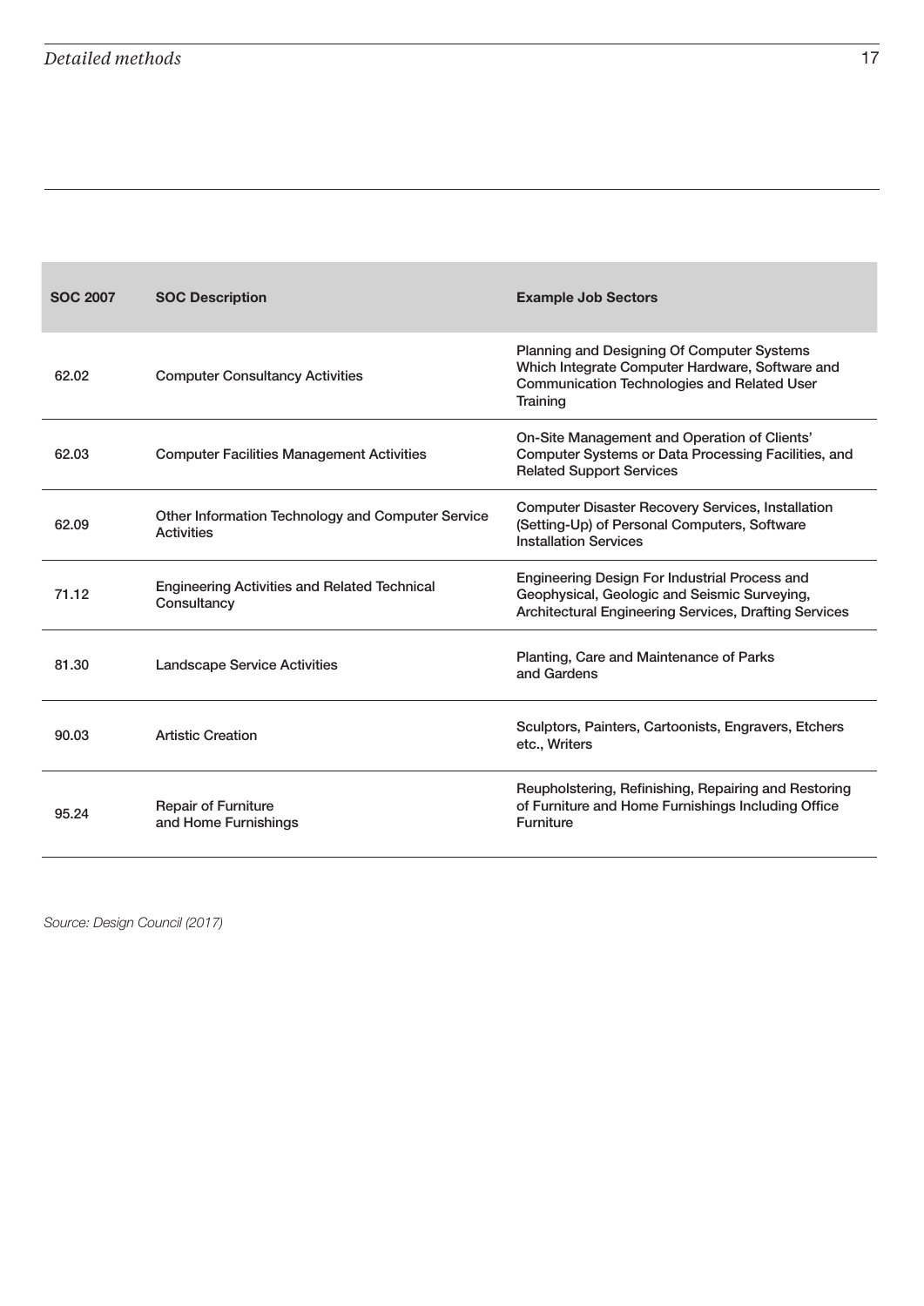| SOC 2007 | SOC Description | Example Job Sectors |
|---|---|---|
| 62.02 | Computer Consultancy Activities | Planning and Designing Of Computer Systems Which Integrate Computer Hardware, Software and Communication Technologies and Related User Training |
| 62.03 | Computer Facilities Management Activities | On-Site Management and Operation of Clients' Computer Systems or Data Processing Facilities, and Related Support Services |
| 62.09 | Other Information Technology and Computer Service Activities | Computer Disaster Recovery Services, Installation (Setting-Up) of Personal Computers, Software Installation Services |
| 71.12 | Engineering Activities and Related Technical Consultancy | Engineering Design For Industrial Process and Geophysical, Geologic and Seismic Surveying, Architectural Engineering Services, Drafting Services |
| 81.30 | Landscape Service Activities | Planting, Care and Maintenance of Parks and Gardens |
| 90.03 | Artistic Creation | Sculptors, Painters, Cartoonists, Engravers, Etchers etc., Writers |
| 95.24 | Repair of Furniture and Home Furnishings | Reupholstering, Refinishing, Repairing and Restoring of Furniture and Home Furnishings Including Office Furniture |

*Source: Design Council (2017)*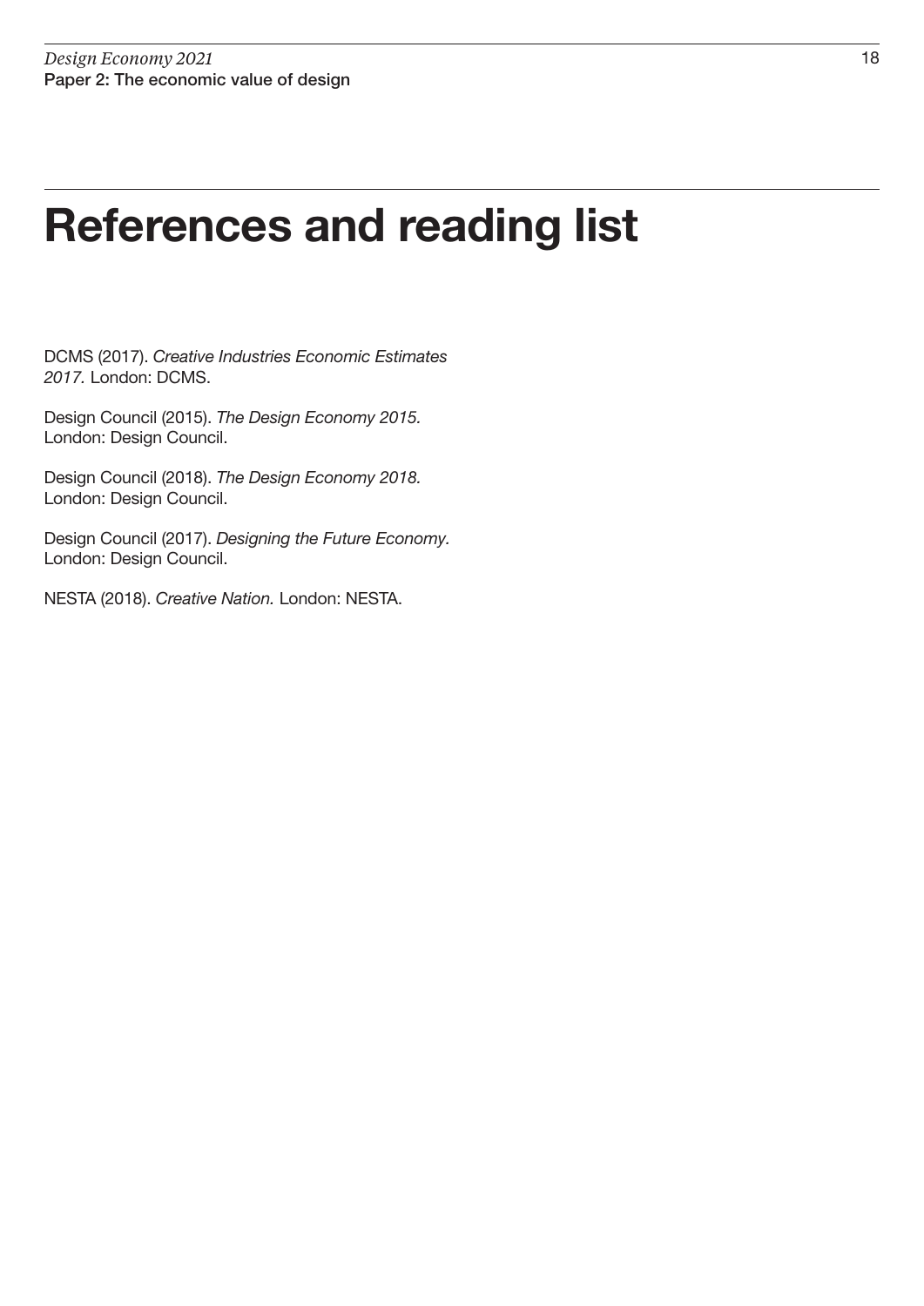# References and reading list

DCMS (2017). *Creative Industries Economic Estimates 2017.* London: DCMS.

Design Council (2015). *The Design Economy 2015.* London: Design Council.

Design Council (2018). *The Design Economy 2018.* London: Design Council.

Design Council (2017). *Designing the Future Economy.* London: Design Council.

NESTA (2018). *Creative Nation.* London: NESTA.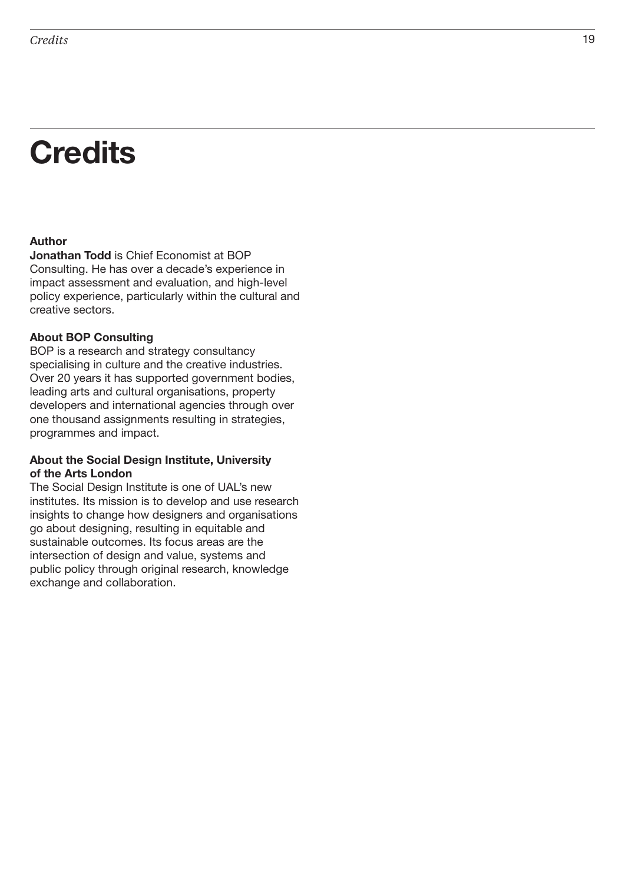# Credits

**Author**

**Jonathan Todd** is Chief Economist at BOP Consulting. He has over a decade's experience in impact assessment and evaluation, and high-level policy experience, particularly within the cultural and creative sectors.

**About BOP Consulting**

BOP is a research and strategy consultancy specialising in culture and the creative industries. Over 20 years it has supported government bodies, leading arts and cultural organisations, property developers and international agencies through over one thousand assignments resulting in strategies, programmes and impact.

**About the Social Design Institute, University of the Arts London**

The Social Design Institute is one of UAL's new institutes. Its mission is to develop and use research insights to change how designers and organisations go about designing, resulting in equitable and sustainable outcomes. Its focus areas are the intersection of design and value, systems and public policy through original research, knowledge exchange and collaboration.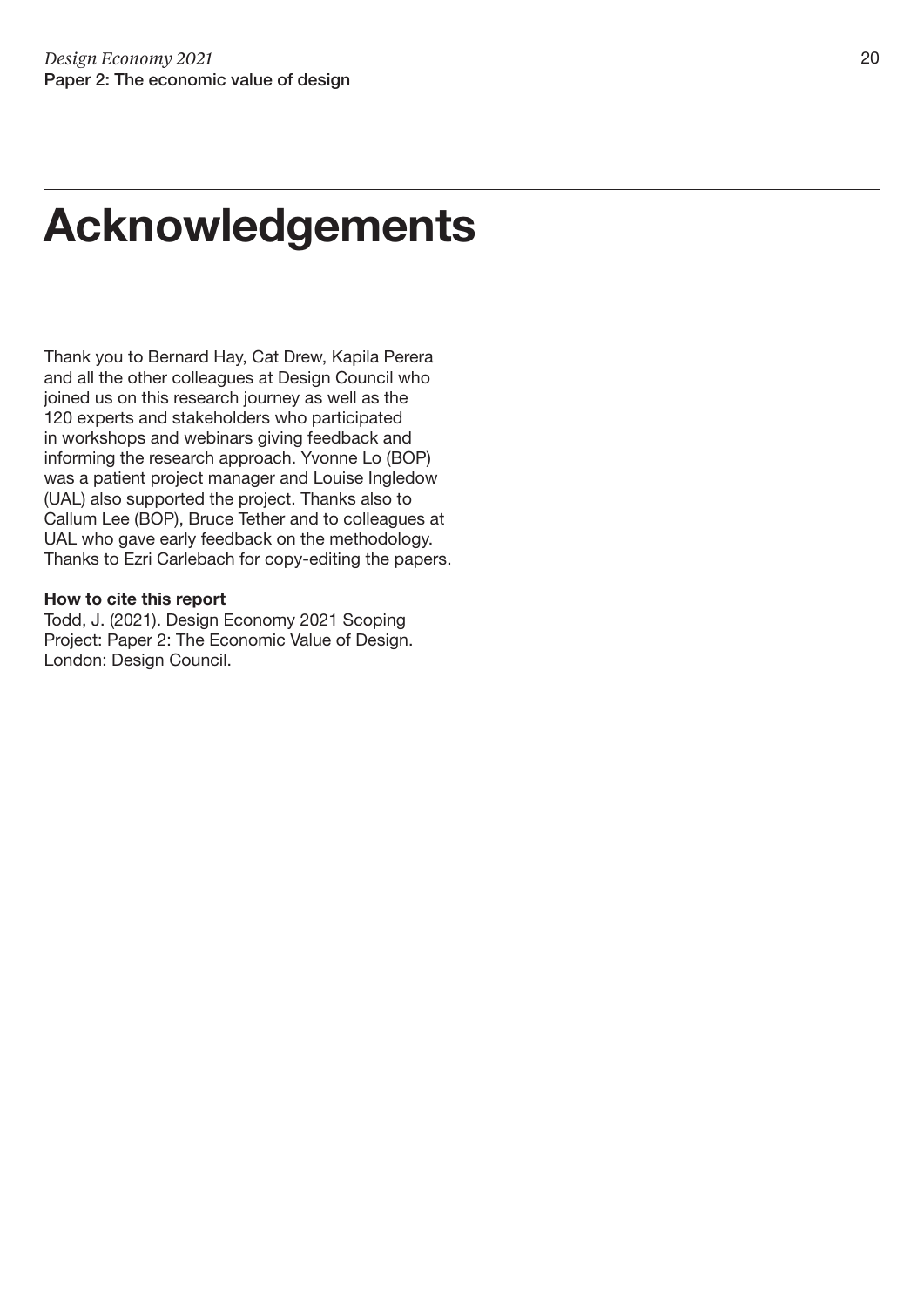# Acknowledgements

Thank you to Bernard Hay, Cat Drew, Kapila Perera and all the other colleagues at Design Council who joined us on this research journey as well as the 120 experts and stakeholders who participated in workshops and webinars giving feedback and informing the research approach. Yvonne Lo (BOP) was a patient project manager and Louise Ingledow (UAL) also supported the project. Thanks also to Callum Lee (BOP), Bruce Tether and to colleagues at UAL who gave early feedback on the methodology. Thanks to Ezri Carlebach for copy-editing the papers.

**How to cite this report**
Todd, J. (2021). Design Economy 2021 Scoping Project: Paper 2: The Economic Value of Design. London: Design Council.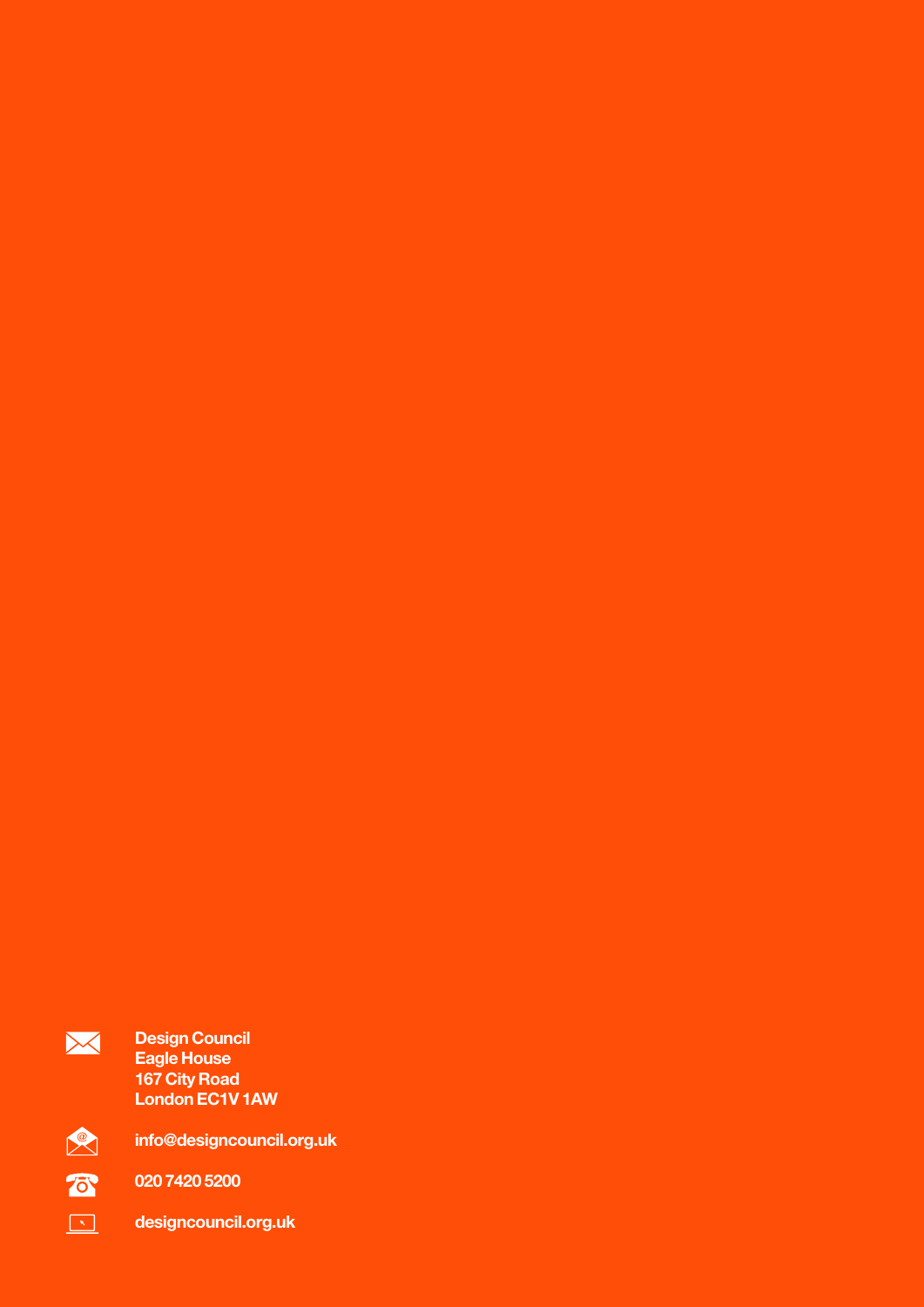Design Council
Eagle House
167 City Road
London EC1V 1AW

info@designcouncil.org.uk

020 7420 5200

designcouncil.org.uk